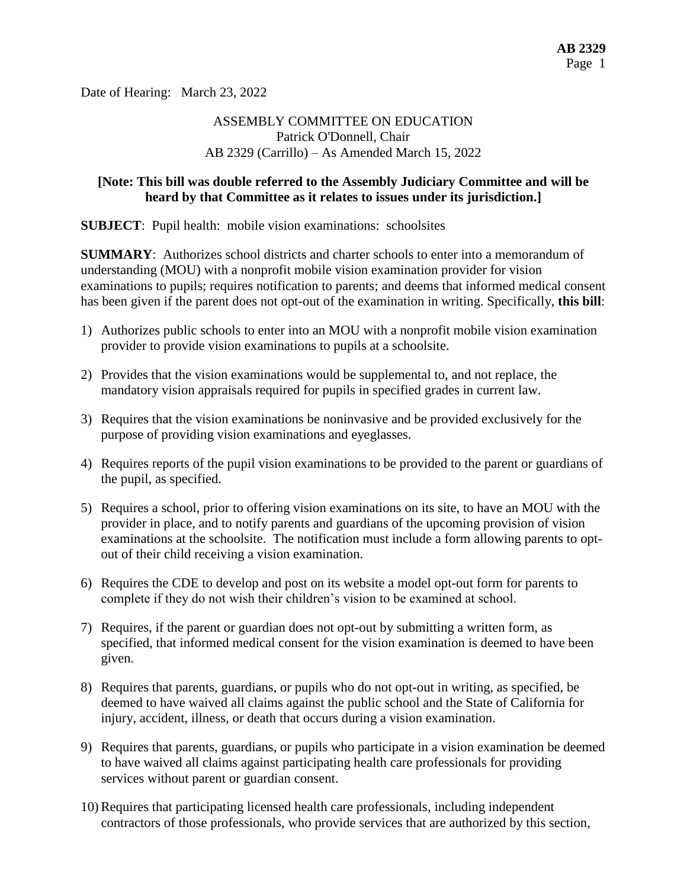Date of Hearing: March 23, 2022

ASSEMBLY COMMITTEE ON EDUCATION
Patrick O'Donnell, Chair
AB 2329 (Carrillo) – As Amended March 15, 2022

**[Note: This bill was double referred to the Assembly Judiciary Committee and will be heard by that Committee as it relates to issues under its jurisdiction.]**

**SUBJECT**: Pupil health: mobile vision examinations: schoolsites

**SUMMARY**: Authorizes school districts and charter schools to enter into a memorandum of understanding (MOU) with a nonprofit mobile vision examination provider for vision examinations to pupils; requires notification to parents; and deems that informed medical consent has been given if the parent does not opt-out of the examination in writing. Specifically, **this bill**:

1) Authorizes public schools to enter into an MOU with a nonprofit mobile vision examination provider to provide vision examinations to pupils at a schoolsite.

2) Provides that the vision examinations would be supplemental to, and not replace, the mandatory vision appraisals required for pupils in specified grades in current law.

3) Requires that the vision examinations be noninvasive and be provided exclusively for the purpose of providing vision examinations and eyeglasses.

4) Requires reports of the pupil vision examinations to be provided to the parent or guardians of the pupil, as specified.

5) Requires a school, prior to offering vision examinations on its site, to have an MOU with the provider in place, and to notify parents and guardians of the upcoming provision of vision examinations at the schoolsite. The notification must include a form allowing parents to opt-out of their child receiving a vision examination.

6) Requires the CDE to develop and post on its website a model opt-out form for parents to complete if they do not wish their children's vision to be examined at school.

7) Requires, if the parent or guardian does not opt-out by submitting a written form, as specified, that informed medical consent for the vision examination is deemed to have been given.

8) Requires that parents, guardians, or pupils who do not opt-out in writing, as specified, be deemed to have waived all claims against the public school and the State of California for injury, accident, illness, or death that occurs during a vision examination.

9) Requires that parents, guardians, or pupils who participate in a vision examination be deemed to have waived all claims against participating health care professionals for providing services without parent or guardian consent.

10) Requires that participating licensed health care professionals, including independent contractors of those professionals, who provide services that are authorized by this section,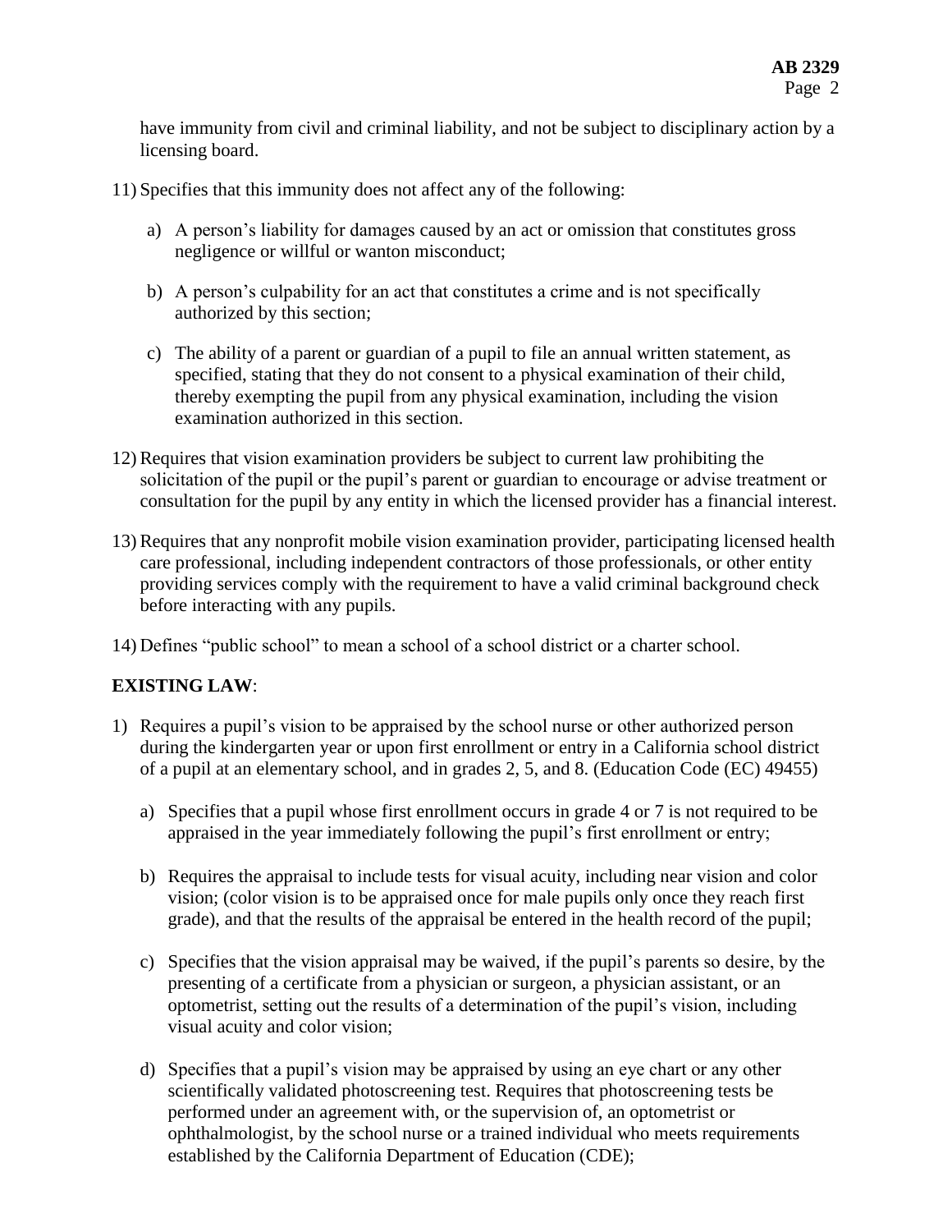have immunity from civil and criminal liability, and not be subject to disciplinary action by a licensing board.

11) Specifies that this immunity does not affect any of the following:

    a) A person's liability for damages caused by an act or omission that constitutes gross negligence or willful or wanton misconduct;

    b) A person's culpability for an act that constitutes a crime and is not specifically authorized by this section;

    c) The ability of a parent or guardian of a pupil to file an annual written statement, as specified, stating that they do not consent to a physical examination of their child, thereby exempting the pupil from any physical examination, including the vision examination authorized in this section.

12) Requires that vision examination providers be subject to current law prohibiting the solicitation of the pupil or the pupil's parent or guardian to encourage or advise treatment or consultation for the pupil by any entity in which the licensed provider has a financial interest.

13) Requires that any nonprofit mobile vision examination provider, participating licensed health care professional, including independent contractors of those professionals, or other entity providing services comply with the requirement to have a valid criminal background check before interacting with any pupils.

14) Defines "public school" to mean a school of a school district or a charter school.

**EXISTING LAW**:

1) Requires a pupil's vision to be appraised by the school nurse or other authorized person during the kindergarten year or upon first enrollment or entry in a California school district of a pupil at an elementary school, and in grades 2, 5, and 8. (Education Code (EC) 49455)

    a) Specifies that a pupil whose first enrollment occurs in grade 4 or 7 is not required to be appraised in the year immediately following the pupil's first enrollment or entry;

    b) Requires the appraisal to include tests for visual acuity, including near vision and color vision; (color vision is to be appraised once for male pupils only once they reach first grade), and that the results of the appraisal be entered in the health record of the pupil;

    c) Specifies that the vision appraisal may be waived, if the pupil's parents so desire, by the presenting of a certificate from a physician or surgeon, a physician assistant, or an optometrist, setting out the results of a determination of the pupil's vision, including visual acuity and color vision;

    d) Specifies that a pupil's vision may be appraised by using an eye chart or any other scientifically validated photoscreening test. Requires that photoscreening tests be performed under an agreement with, or the supervision of, an optometrist or ophthalmologist, by the school nurse or a trained individual who meets requirements established by the California Department of Education (CDE);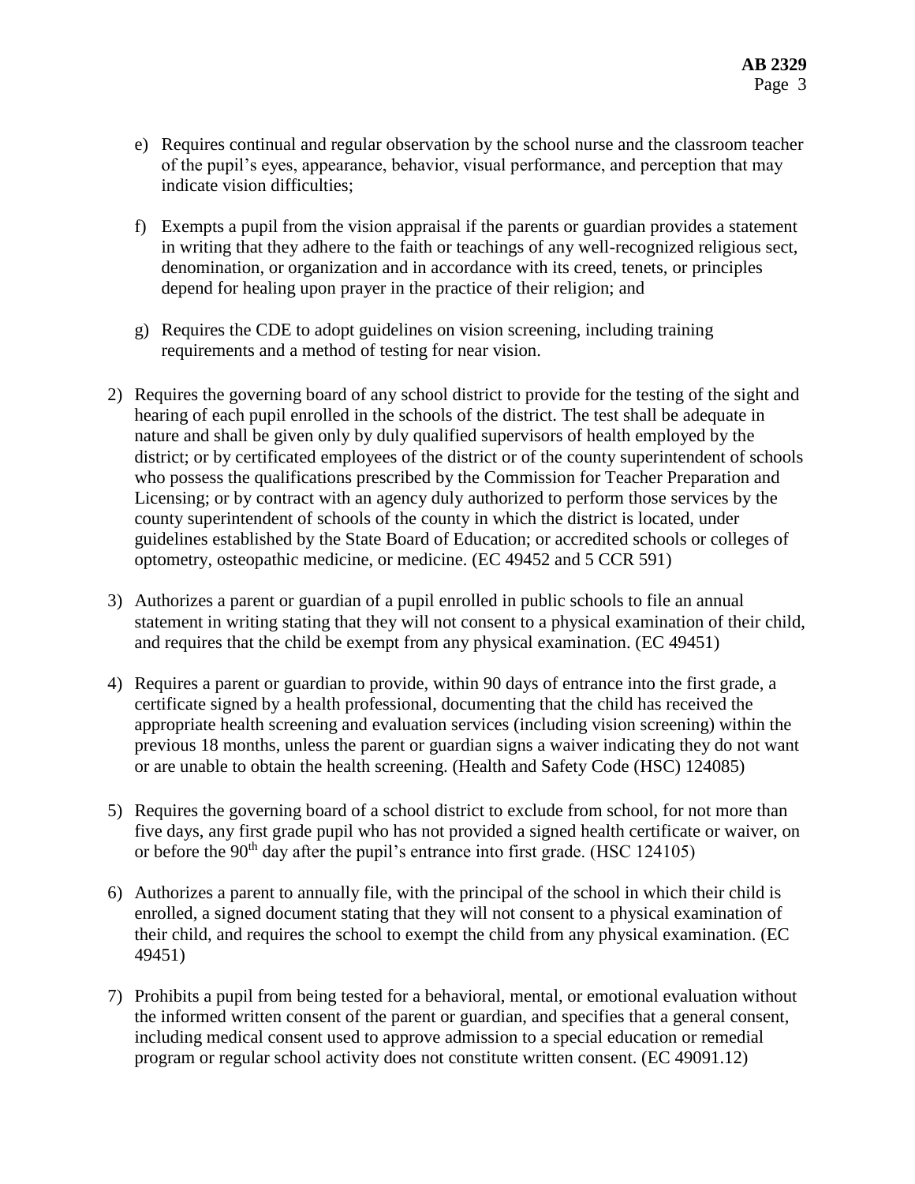e) Requires continual and regular observation by the school nurse and the classroom teacher of the pupil's eyes, appearance, behavior, visual performance, and perception that may indicate vision difficulties;

   f) Exempts a pupil from the vision appraisal if the parents or guardian provides a statement in writing that they adhere to the faith or teachings of any well-recognized religious sect, denomination, or organization and in accordance with its creed, tenets, or principles depend for healing upon prayer in the practice of their religion; and

   g) Requires the CDE to adopt guidelines on vision screening, including training requirements and a method of testing for near vision.

2) Requires the governing board of any school district to provide for the testing of the sight and hearing of each pupil enrolled in the schools of the district. The test shall be adequate in nature and shall be given only by duly qualified supervisors of health employed by the district; or by certificated employees of the district or of the county superintendent of schools who possess the qualifications prescribed by the Commission for Teacher Preparation and Licensing; or by contract with an agency duly authorized to perform those services by the county superintendent of schools of the county in which the district is located, under guidelines established by the State Board of Education; or accredited schools or colleges of optometry, osteopathic medicine, or medicine. (EC 49452 and 5 CCR 591)

3) Authorizes a parent or guardian of a pupil enrolled in public schools to file an annual statement in writing stating that they will not consent to a physical examination of their child, and requires that the child be exempt from any physical examination. (EC 49451)

4) Requires a parent or guardian to provide, within 90 days of entrance into the first grade, a certificate signed by a health professional, documenting that the child has received the appropriate health screening and evaluation services (including vision screening) within the previous 18 months, unless the parent or guardian signs a waiver indicating they do not want or are unable to obtain the health screening. (Health and Safety Code (HSC) 124085)

5) Requires the governing board of a school district to exclude from school, for not more than five days, any first grade pupil who has not provided a signed health certificate or waiver, on or before the 90th day after the pupil's entrance into first grade. (HSC 124105)

6) Authorizes a parent to annually file, with the principal of the school in which their child is enrolled, a signed document stating that they will not consent to a physical examination of their child, and requires the school to exempt the child from any physical examination. (EC 49451)

7) Prohibits a pupil from being tested for a behavioral, mental, or emotional evaluation without the informed written consent of the parent or guardian, and specifies that a general consent, including medical consent used to approve admission to a special education or remedial program or regular school activity does not constitute written consent. (EC 49091.12)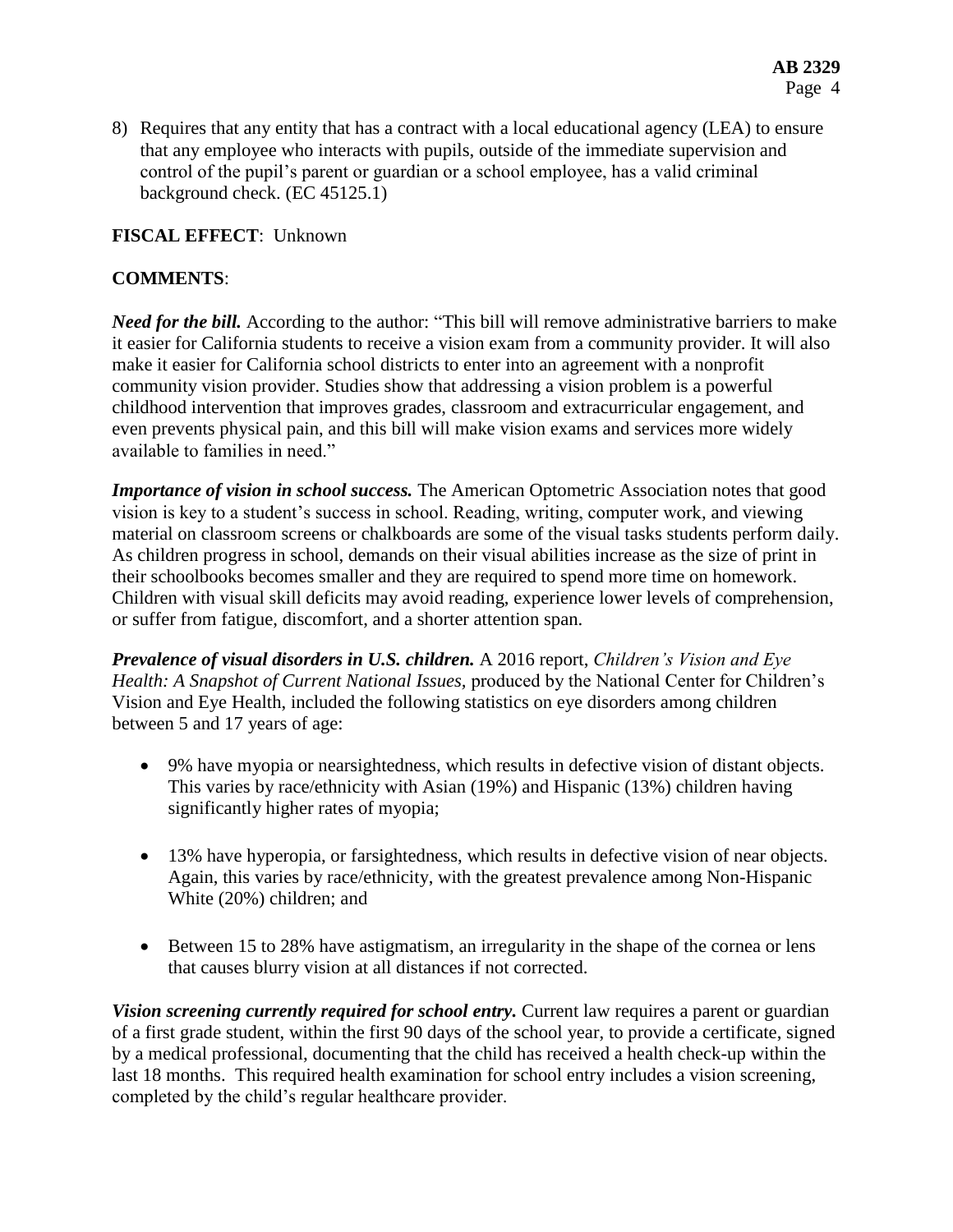8) Requires that any entity that has a contract with a local educational agency (LEA) to ensure that any employee who interacts with pupils, outside of the immediate supervision and control of the pupil's parent or guardian or a school employee, has a valid criminal background check. (EC 45125.1)

**FISCAL EFFECT**: Unknown

**COMMENTS**:

***Need for the bill.*** According to the author: "This bill will remove administrative barriers to make it easier for California students to receive a vision exam from a community provider. It will also make it easier for California school districts to enter into an agreement with a nonprofit community vision provider. Studies show that addressing a vision problem is a powerful childhood intervention that improves grades, classroom and extracurricular engagement, and even prevents physical pain, and this bill will make vision exams and services more widely available to families in need."

***Importance of vision in school success.*** The American Optometric Association notes that good vision is key to a student's success in school. Reading, writing, computer work, and viewing material on classroom screens or chalkboards are some of the visual tasks students perform daily. As children progress in school, demands on their visual abilities increase as the size of print in their schoolbooks becomes smaller and they are required to spend more time on homework. Children with visual skill deficits may avoid reading, experience lower levels of comprehension, or suffer from fatigue, discomfort, and a shorter attention span.

***Prevalence of visual disorders in U.S. children.*** A 2016 report, *Children's Vision and Eye Health: A Snapshot of Current National Issues,* produced by the National Center for Children's Vision and Eye Health, included the following statistics on eye disorders among children between 5 and 17 years of age:

- 9% have myopia or nearsightedness, which results in defective vision of distant objects. This varies by race/ethnicity with Asian (19%) and Hispanic (13%) children having significantly higher rates of myopia;

- 13% have hyperopia, or farsightedness, which results in defective vision of near objects. Again, this varies by race/ethnicity, with the greatest prevalence among Non-Hispanic White (20%) children; and

- Between 15 to 28% have astigmatism, an irregularity in the shape of the cornea or lens that causes blurry vision at all distances if not corrected.

***Vision screening currently required for school entry.*** Current law requires a parent or guardian of a first grade student, within the first 90 days of the school year, to provide a certificate, signed by a medical professional, documenting that the child has received a health check-up within the last 18 months. This required health examination for school entry includes a vision screening, completed by the child's regular healthcare provider.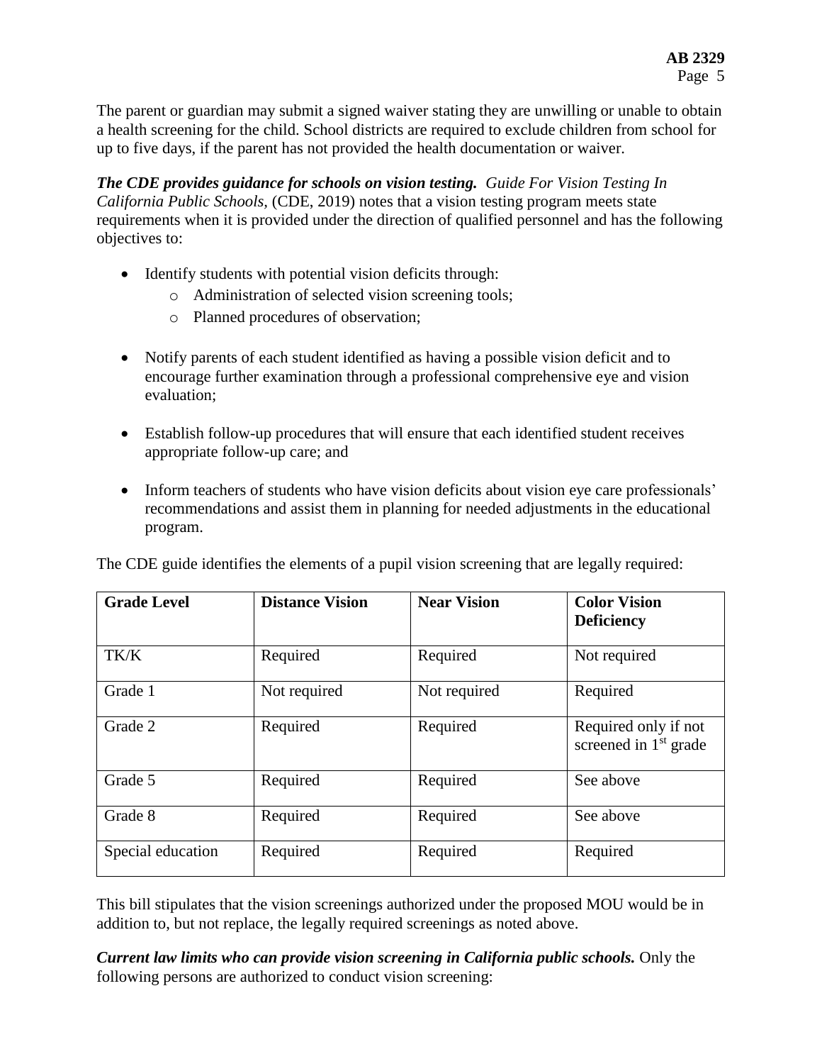The parent or guardian may submit a signed waiver stating they are unwilling or unable to obtain a health screening for the child. School districts are required to exclude children from school for up to five days, if the parent has not provided the health documentation or waiver.

***The CDE provides guidance for schools on vision testing.*** *Guide For Vision Testing In California Public Schools,* (CDE, 2019) notes that a vision testing program meets state requirements when it is provided under the direction of qualified personnel and has the following objectives to:

- Identify students with potential vision deficits through:
  - Administration of selected vision screening tools;
  - Planned procedures of observation;
- Notify parents of each student identified as having a possible vision deficit and to encourage further examination through a professional comprehensive eye and vision evaluation;
- Establish follow-up procedures that will ensure that each identified student receives appropriate follow-up care; and
- Inform teachers of students who have vision deficits about vision eye care professionals' recommendations and assist them in planning for needed adjustments in the educational program.

The CDE guide identifies the elements of a pupil vision screening that are legally required:

| Grade Level | Distance Vision | Near Vision | Color Vision Deficiency |
|---|---|---|---|
| TK/K | Required | Required | Not required |
| Grade 1 | Not required | Not required | Required |
| Grade 2 | Required | Required | Required only if not screened in 1st grade |
| Grade 5 | Required | Required | See above |
| Grade 8 | Required | Required | See above |
| Special education | Required | Required | Required |

This bill stipulates that the vision screenings authorized under the proposed MOU would be in addition to, but not replace, the legally required screenings as noted above.

***Current law limits who can provide vision screening in California public schools.*** Only the following persons are authorized to conduct vision screening: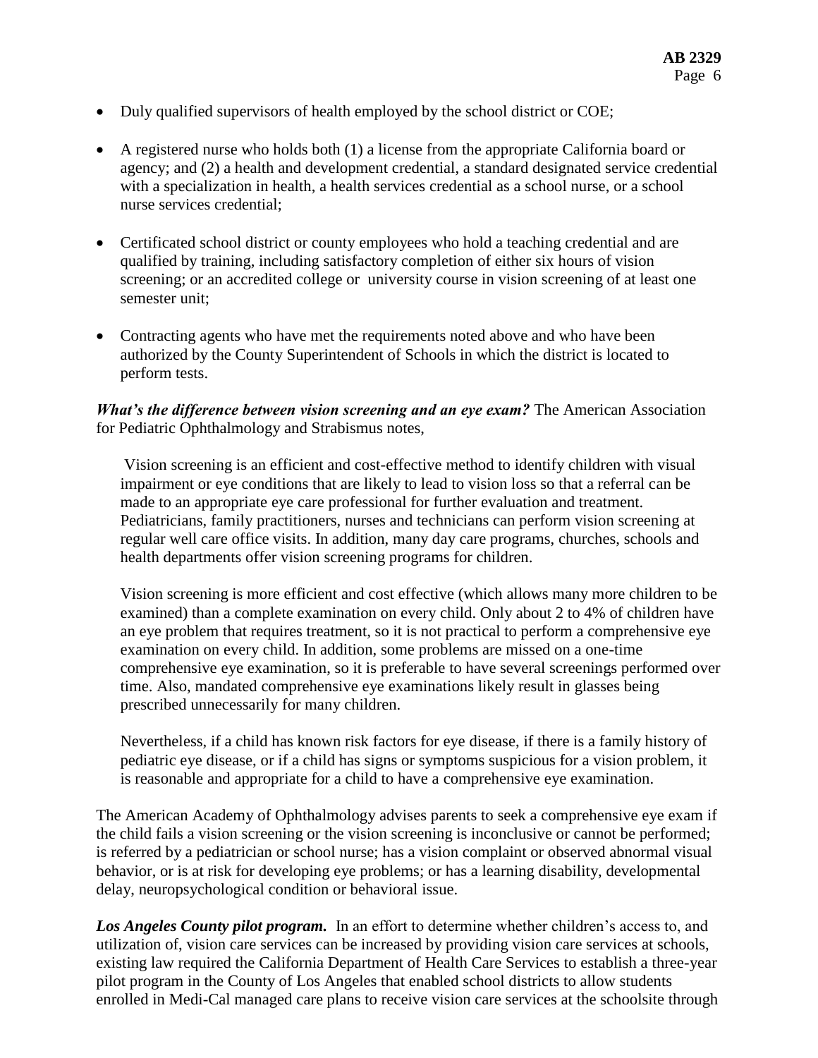- Duly qualified supervisors of health employed by the school district or COE;
- A registered nurse who holds both (1) a license from the appropriate California board or agency; and (2) a health and development credential, a standard designated service credential with a specialization in health, a health services credential as a school nurse, or a school nurse services credential;
- Certificated school district or county employees who hold a teaching credential and are qualified by training, including satisfactory completion of either six hours of vision screening; or an accredited college or university course in vision screening of at least one semester unit;
- Contracting agents who have met the requirements noted above and who have been authorized by the County Superintendent of Schools in which the district is located to perform tests.

***What's the difference between vision screening and an eye exam?*** The American Association for Pediatric Ophthalmology and Strabismus notes,

> Vision screening is an efficient and cost-effective method to identify children with visual impairment or eye conditions that are likely to lead to vision loss so that a referral can be made to an appropriate eye care professional for further evaluation and treatment. Pediatricians, family practitioners, nurses and technicians can perform vision screening at regular well care office visits. In addition, many day care programs, churches, schools and health departments offer vision screening programs for children.
>
> Vision screening is more efficient and cost effective (which allows many more children to be examined) than a complete examination on every child. Only about 2 to 4% of children have an eye problem that requires treatment, so it is not practical to perform a comprehensive eye examination on every child. In addition, some problems are missed on a one-time comprehensive eye examination, so it is preferable to have several screenings performed over time. Also, mandated comprehensive eye examinations likely result in glasses being prescribed unnecessarily for many children.
>
> Nevertheless, if a child has known risk factors for eye disease, if there is a family history of pediatric eye disease, or if a child has signs or symptoms suspicious for a vision problem, it is reasonable and appropriate for a child to have a comprehensive eye examination.

The American Academy of Ophthalmology advises parents to seek a comprehensive eye exam if the child fails a vision screening or the vision screening is inconclusive or cannot be performed; is referred by a pediatrician or school nurse; has a vision complaint or observed abnormal visual behavior, or is at risk for developing eye problems; or has a learning disability, developmental delay, neuropsychological condition or behavioral issue.

***Los Angeles County pilot program.*** In an effort to determine whether children's access to, and utilization of, vision care services can be increased by providing vision care services at schools, existing law required the California Department of Health Care Services to establish a three-year pilot program in the County of Los Angeles that enabled school districts to allow students enrolled in Medi-Cal managed care plans to receive vision care services at the schoolsite through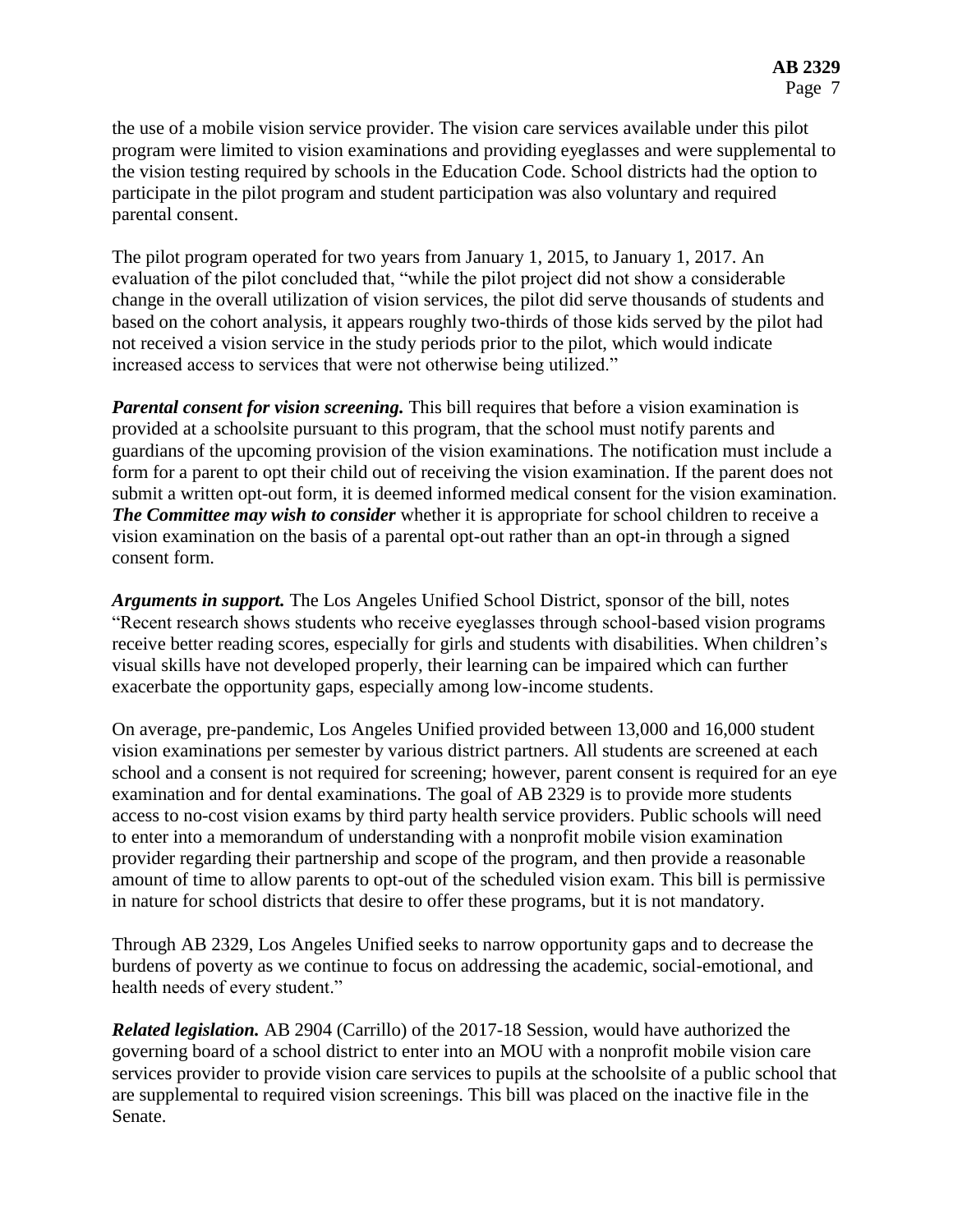the use of a mobile vision service provider. The vision care services available under this pilot program were limited to vision examinations and providing eyeglasses and were supplemental to the vision testing required by schools in the Education Code. School districts had the option to participate in the pilot program and student participation was also voluntary and required parental consent.

The pilot program operated for two years from January 1, 2015, to January 1, 2017. An evaluation of the pilot concluded that, "while the pilot project did not show a considerable change in the overall utilization of vision services, the pilot did serve thousands of students and based on the cohort analysis, it appears roughly two-thirds of those kids served by the pilot had not received a vision service in the study periods prior to the pilot, which would indicate increased access to services that were not otherwise being utilized."

***Parental consent for vision screening.*** This bill requires that before a vision examination is provided at a schoolsite pursuant to this program, that the school must notify parents and guardians of the upcoming provision of the vision examinations. The notification must include a form for a parent to opt their child out of receiving the vision examination. If the parent does not submit a written opt-out form, it is deemed informed medical consent for the vision examination. ***The Committee may wish to consider*** whether it is appropriate for school children to receive a vision examination on the basis of a parental opt-out rather than an opt-in through a signed consent form.

***Arguments in support.*** The Los Angeles Unified School District, sponsor of the bill, notes "Recent research shows students who receive eyeglasses through school-based vision programs receive better reading scores, especially for girls and students with disabilities. When children's visual skills have not developed properly, their learning can be impaired which can further exacerbate the opportunity gaps, especially among low-income students.

On average, pre-pandemic, Los Angeles Unified provided between 13,000 and 16,000 student vision examinations per semester by various district partners. All students are screened at each school and a consent is not required for screening; however, parent consent is required for an eye examination and for dental examinations. The goal of AB 2329 is to provide more students access to no-cost vision exams by third party health service providers. Public schools will need to enter into a memorandum of understanding with a nonprofit mobile vision examination provider regarding their partnership and scope of the program, and then provide a reasonable amount of time to allow parents to opt-out of the scheduled vision exam. This bill is permissive in nature for school districts that desire to offer these programs, but it is not mandatory.

Through AB 2329, Los Angeles Unified seeks to narrow opportunity gaps and to decrease the burdens of poverty as we continue to focus on addressing the academic, social-emotional, and health needs of every student."

***Related legislation.*** AB 2904 (Carrillo) of the 2017-18 Session, would have authorized the governing board of a school district to enter into an MOU with a nonprofit mobile vision care services provider to provide vision care services to pupils at the schoolsite of a public school that are supplemental to required vision screenings. This bill was placed on the inactive file in the Senate.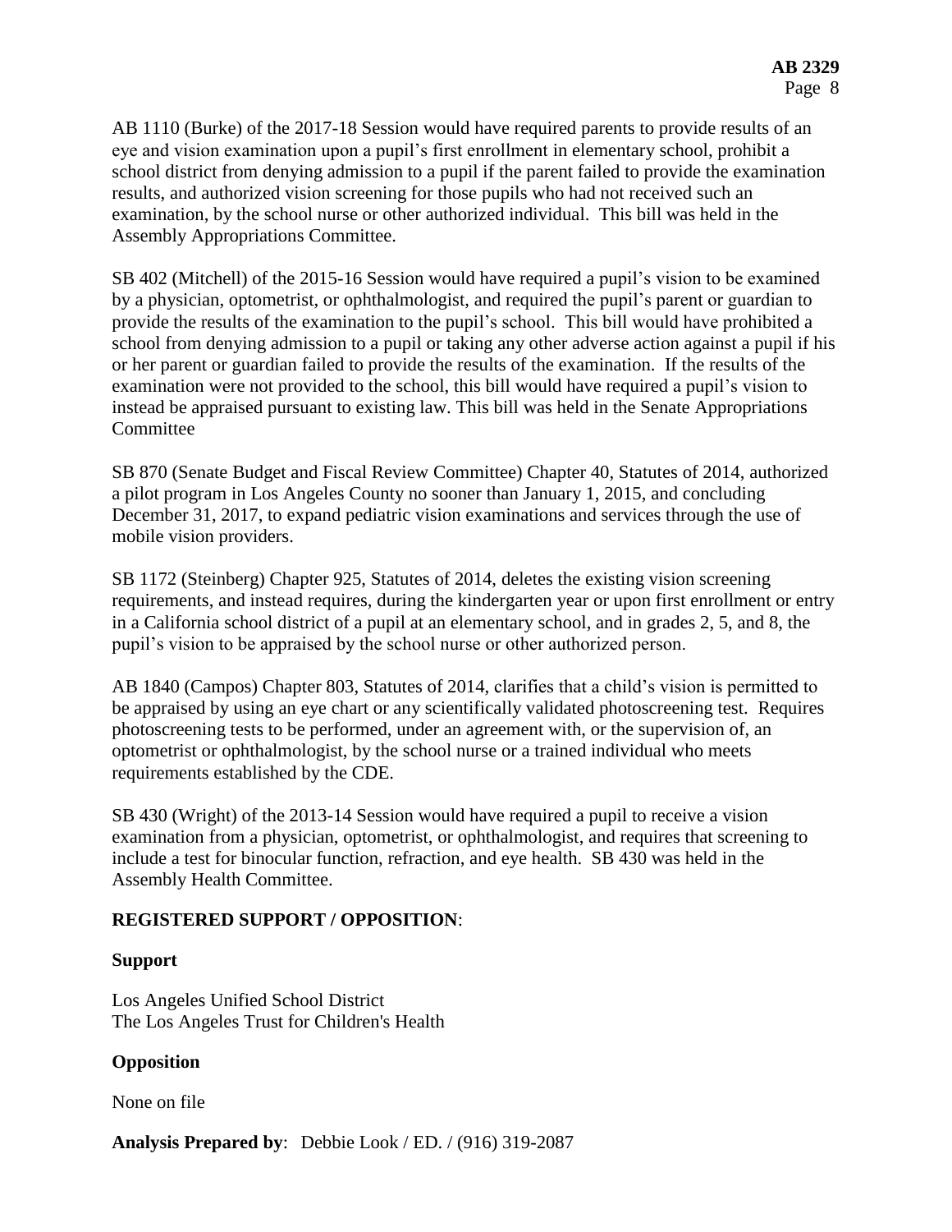AB 1110 (Burke) of the 2017-18 Session would have required parents to provide results of an eye and vision examination upon a pupil's first enrollment in elementary school, prohibit a school district from denying admission to a pupil if the parent failed to provide the examination results, and authorized vision screening for those pupils who had not received such an examination, by the school nurse or other authorized individual. This bill was held in the Assembly Appropriations Committee.

SB 402 (Mitchell) of the 2015-16 Session would have required a pupil's vision to be examined by a physician, optometrist, or ophthalmologist, and required the pupil's parent or guardian to provide the results of the examination to the pupil's school. This bill would have prohibited a school from denying admission to a pupil or taking any other adverse action against a pupil if his or her parent or guardian failed to provide the results of the examination. If the results of the examination were not provided to the school, this bill would have required a pupil's vision to instead be appraised pursuant to existing law. This bill was held in the Senate Appropriations Committee

SB 870 (Senate Budget and Fiscal Review Committee) Chapter 40, Statutes of 2014, authorized a pilot program in Los Angeles County no sooner than January 1, 2015, and concluding December 31, 2017, to expand pediatric vision examinations and services through the use of mobile vision providers.

SB 1172 (Steinberg) Chapter 925, Statutes of 2014, deletes the existing vision screening requirements, and instead requires, during the kindergarten year or upon first enrollment or entry in a California school district of a pupil at an elementary school, and in grades 2, 5, and 8, the pupil's vision to be appraised by the school nurse or other authorized person.

AB 1840 (Campos) Chapter 803, Statutes of 2014, clarifies that a child's vision is permitted to be appraised by using an eye chart or any scientifically validated photoscreening test. Requires photoscreening tests to be performed, under an agreement with, or the supervision of, an optometrist or ophthalmologist, by the school nurse or a trained individual who meets requirements established by the CDE.

SB 430 (Wright) of the 2013-14 Session would have required a pupil to receive a vision examination from a physician, optometrist, or ophthalmologist, and requires that screening to include a test for binocular function, refraction, and eye health. SB 430 was held in the Assembly Health Committee.

**REGISTERED SUPPORT / OPPOSITION**:

**Support**

Los Angeles Unified School District
The Los Angeles Trust for Children's Health

**Opposition**

None on file

**Analysis Prepared by**: Debbie Look / ED. / (916) 319-2087